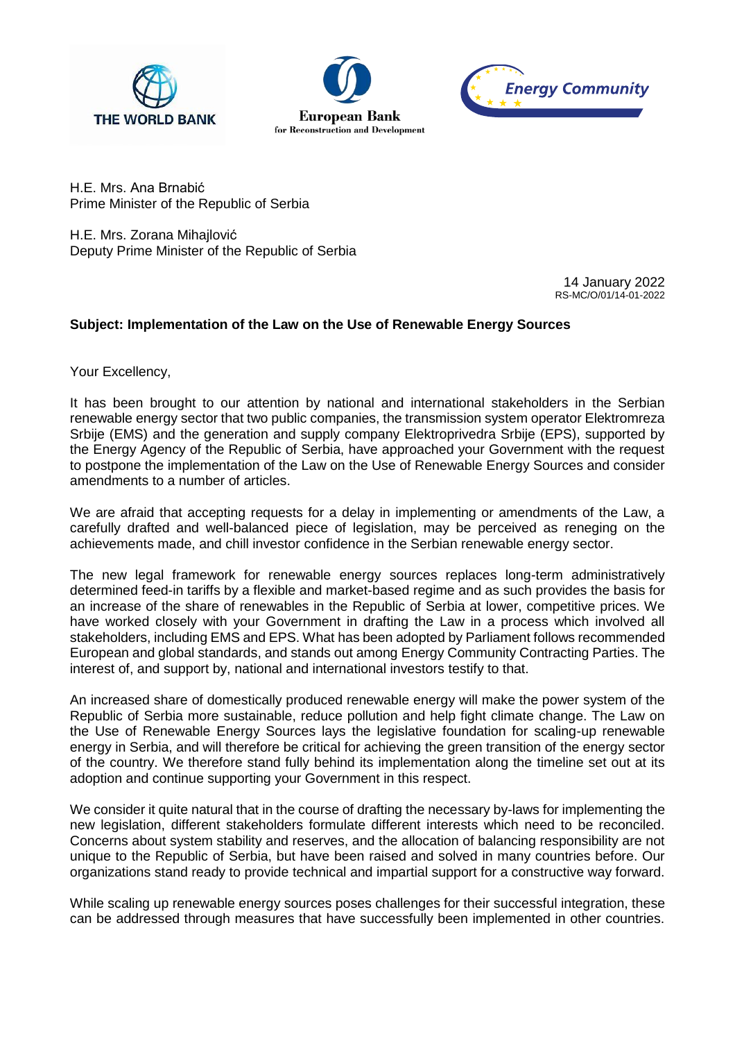THE WORLD BANK

European Bank
for Reconstruction and Development

Energy Community

H.E. Mrs. Ana Brnabić
Prime Minister of the Republic of Serbia

H.E. Mrs. Zorana Mihajlović
Deputy Prime Minister of the Republic of Serbia

14 January 2022
RS-MC/O/01/14-01-2022

**Subject: Implementation of the Law on the Use of Renewable Energy Sources**

Your Excellency,

It has been brought to our attention by national and international stakeholders in the Serbian renewable energy sector that two public companies, the transmission system operator Elektromreza Srbije (EMS) and the generation and supply company Elektroprivedra Srbije (EPS), supported by the Energy Agency of the Republic of Serbia, have approached your Government with the request to postpone the implementation of the Law on the Use of Renewable Energy Sources and consider amendments to a number of articles.

We are afraid that accepting requests for a delay in implementing or amendments of the Law, a carefully drafted and well-balanced piece of legislation, may be perceived as reneging on the achievements made, and chill investor confidence in the Serbian renewable energy sector.

The new legal framework for renewable energy sources replaces long-term administratively determined feed-in tariffs by a flexible and market-based regime and as such provides the basis for an increase of the share of renewables in the Republic of Serbia at lower, competitive prices. We have worked closely with your Government in drafting the Law in a process which involved all stakeholders, including EMS and EPS. What has been adopted by Parliament follows recommended European and global standards, and stands out among Energy Community Contracting Parties. The interest of, and support by, national and international investors testify to that.

An increased share of domestically produced renewable energy will make the power system of the Republic of Serbia more sustainable, reduce pollution and help fight climate change. The Law on the Use of Renewable Energy Sources lays the legislative foundation for scaling-up renewable energy in Serbia, and will therefore be critical for achieving the green transition of the energy sector of the country. We therefore stand fully behind its implementation along the timeline set out at its adoption and continue supporting your Government in this respect.

We consider it quite natural that in the course of drafting the necessary by-laws for implementing the new legislation, different stakeholders formulate different interests which need to be reconciled. Concerns about system stability and reserves, and the allocation of balancing responsibility are not unique to the Republic of Serbia, but have been raised and solved in many countries before. Our organizations stand ready to provide technical and impartial support for a constructive way forward.

While scaling up renewable energy sources poses challenges for their successful integration, these can be addressed through measures that have successfully been implemented in other countries.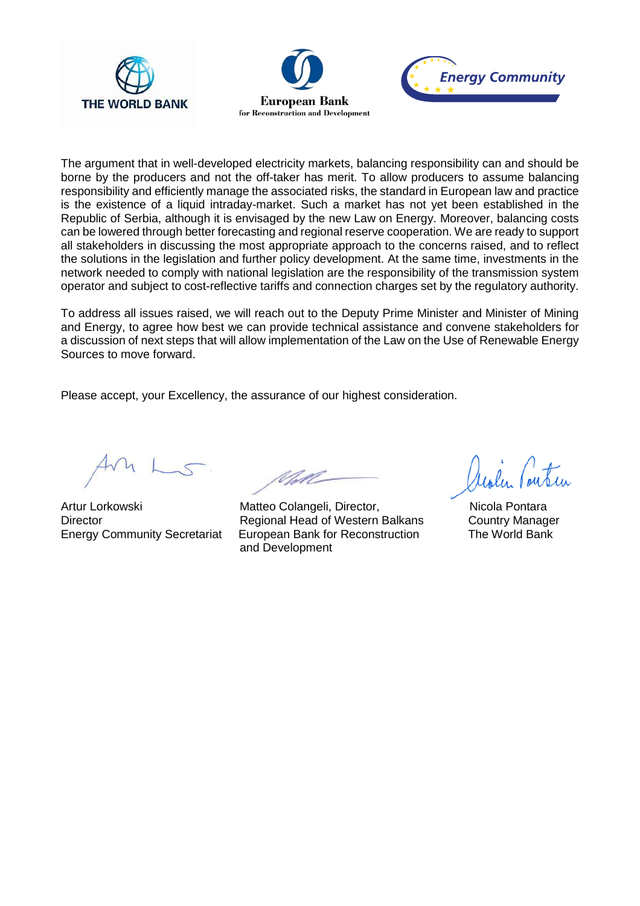THE WORLD BANK

European Bank for Reconstruction and Development

Energy Community

The argument that in well-developed electricity markets, balancing responsibility can and should be borne by the producers and not the off-taker has merit. To allow producers to assume balancing responsibility and efficiently manage the associated risks, the standard in European law and practice is the existence of a liquid intraday-market. Such a market has not yet been established in the Republic of Serbia, although it is envisaged by the new Law on Energy. Moreover, balancing costs can be lowered through better forecasting and regional reserve cooperation. We are ready to support all stakeholders in discussing the most appropriate approach to the concerns raised, and to reflect the solutions in the legislation and further policy development. At the same time, investments in the network needed to comply with national legislation are the responsibility of the transmission system operator and subject to cost-reflective tariffs and connection charges set by the regulatory authority.

To address all issues raised, we will reach out to the Deputy Prime Minister and Minister of Mining and Energy, to agree how best we can provide technical assistance and convene stakeholders for a discussion of next steps that will allow implementation of the Law on the Use of Renewable Energy Sources to move forward.

Please accept, your Excellency, the assurance of our highest consideration.

| | | |
|---|---|---|
| Artur Lorkowski<br>Director<br>Energy Community Secretariat | Matteo Colangeli, Director,<br>Regional Head of Western Balkans<br>European Bank for Reconstruction and Development | Nicola Pontara<br>Country Manager<br>The World Bank |